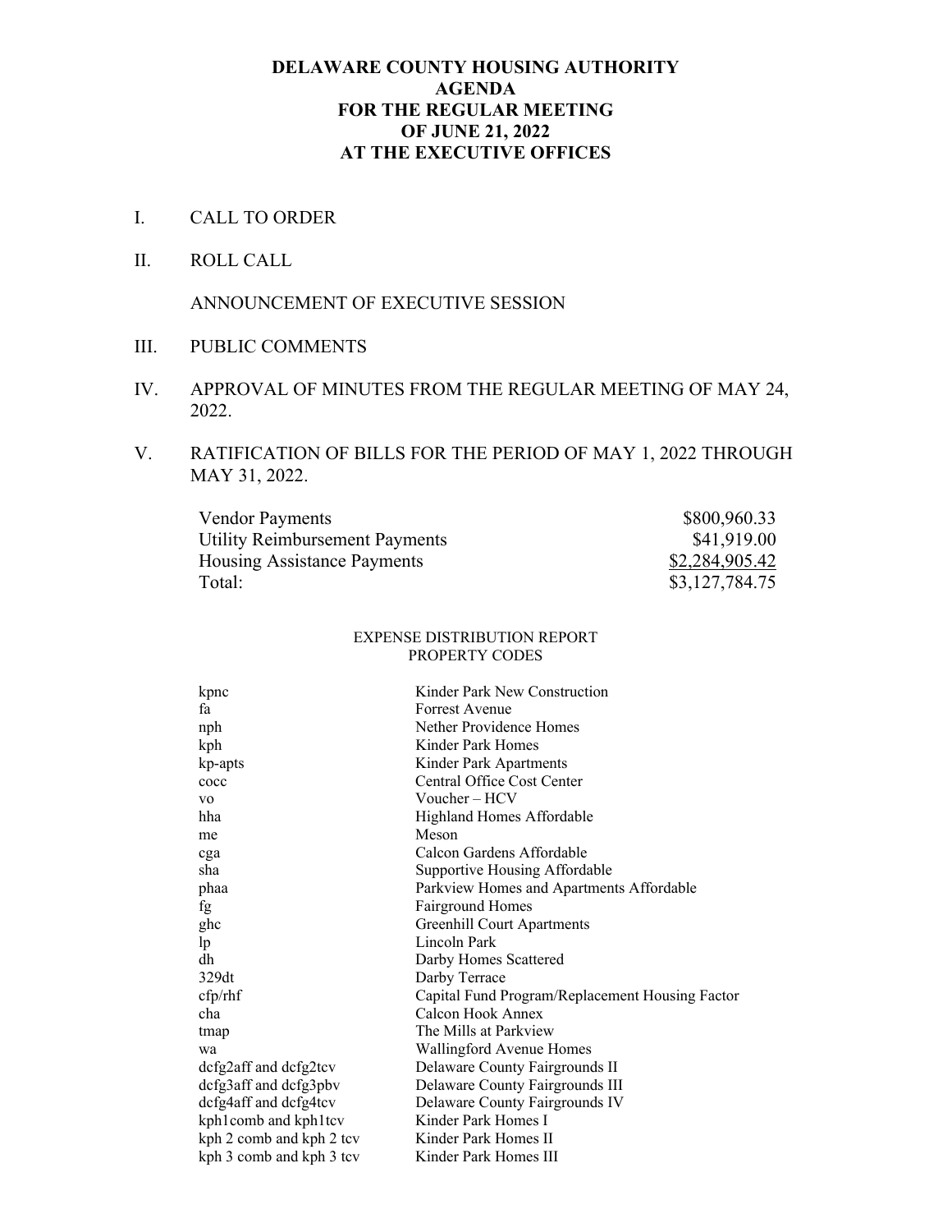# DELAWARE COUNTY HOUSING AUTHORITY
# AGENDA
# FOR THE REGULAR MEETING
# OF JUNE 21, 2022
# AT THE EXECUTIVE OFFICES

I. CALL TO ORDER

II. ROLL CALL

ANNOUNCEMENT OF EXECUTIVE SESSION

III. PUBLIC COMMENTS

IV. APPROVAL OF MINUTES FROM THE REGULAR MEETING OF MAY 24, 2022.

V. RATIFICATION OF BILLS FOR THE PERIOD OF MAY 1, 2022 THROUGH MAY 31, 2022.

| | |
|---|---:|
| Vendor Payments | $800,960.33 |
| Utility Reimbursement Payments | $41,919.00 |
| Housing Assistance Payments | $2,284,905.42 |
| Total: | $3,127,784.75 |

EXPENSE DISTRIBUTION REPORT
PROPERTY CODES

| | |
|---|---|
| kpnc | Kinder Park New Construction |
| fa | Forrest Avenue |
| nph | Nether Providence Homes |
| kph | Kinder Park Homes |
| kp-apts | Kinder Park Apartments |
| cocc | Central Office Cost Center |
| vo | Voucher – HCV |
| hha | Highland Homes Affordable |
| me | Meson |
| cga | Calcon Gardens Affordable |
| sha | Supportive Housing Affordable |
| phaa | Parkview Homes and Apartments Affordable |
| fg | Fairground Homes |
| ghc | Greenhill Court Apartments |
| lp | Lincoln Park |
| dh | Darby Homes Scattered |
| 329dt | Darby Terrace |
| cfp/rhf | Capital Fund Program/Replacement Housing Factor |
| cha | Calcon Hook Annex |
| tmap | The Mills at Parkview |
| wa | Wallingford Avenue Homes |
| dcfg2aff and dcfg2tcv | Delaware County Fairgrounds II |
| dcfg3aff and dcfg3pbv | Delaware County Fairgrounds III |
| dcfg4aff and dcfg4tcv | Delaware County Fairgrounds IV |
| kph1comb and kph1tcv | Kinder Park Homes I |
| kph 2 comb and kph 2 tcv | Kinder Park Homes II |
| kph 3 comb and kph 3 tcv | Kinder Park Homes III |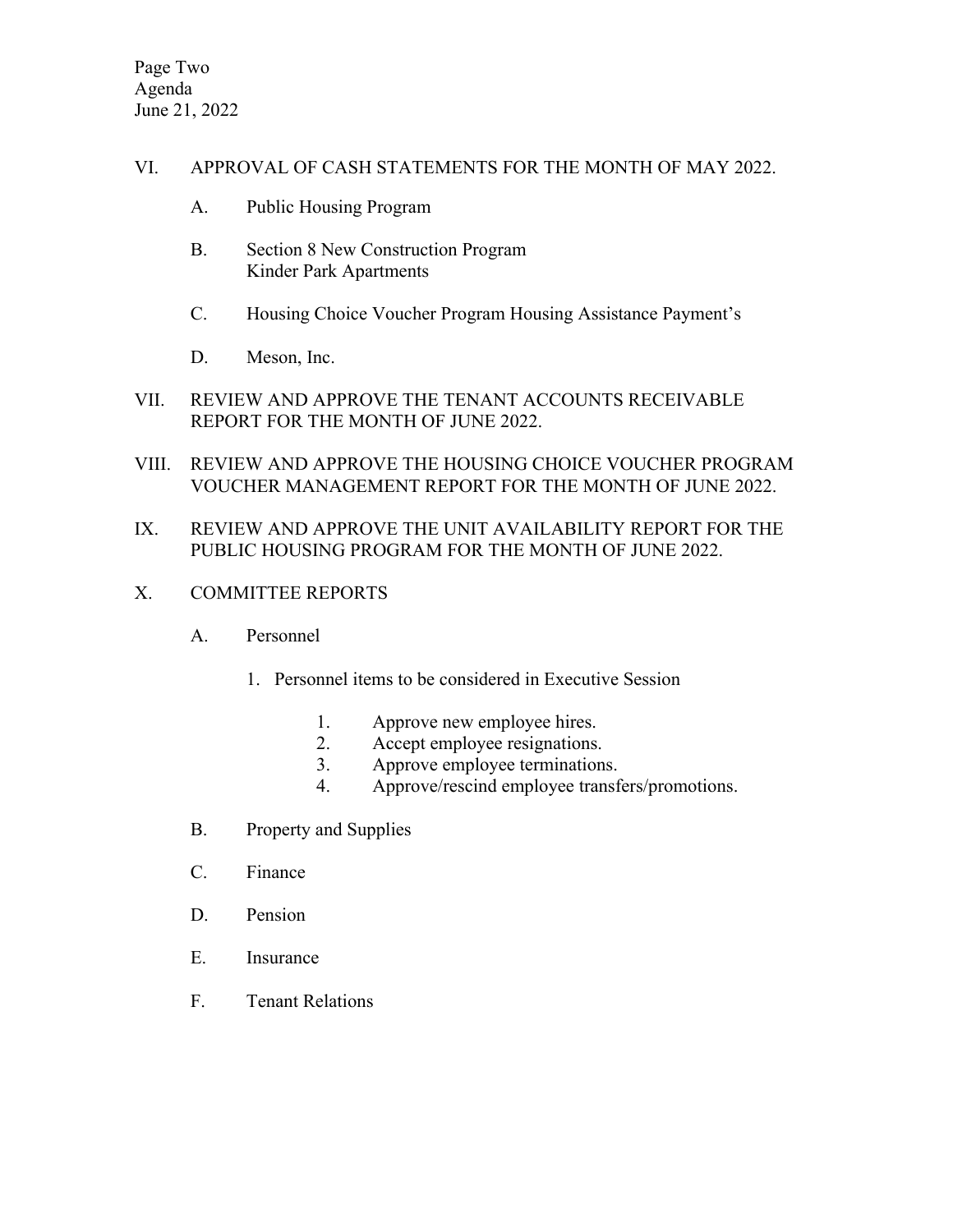VI. APPROVAL OF CASH STATEMENTS FOR THE MONTH OF MAY 2022.

A. Public Housing Program

B. Section 8 New Construction Program
Kinder Park Apartments

C. Housing Choice Voucher Program Housing Assistance Payment's

D. Meson, Inc.

VII. REVIEW AND APPROVE THE TENANT ACCOUNTS RECEIVABLE REPORT FOR THE MONTH OF JUNE 2022.

VIII. REVIEW AND APPROVE THE HOUSING CHOICE VOUCHER PROGRAM VOUCHER MANAGEMENT REPORT FOR THE MONTH OF JUNE 2022.

IX. REVIEW AND APPROVE THE UNIT AVAILABILITY REPORT FOR THE PUBLIC HOUSING PROGRAM FOR THE MONTH OF JUNE 2022.

X. COMMITTEE REPORTS

A. Personnel

1. Personnel items to be considered in Executive Session

   1. Approve new employee hires.
   2. Accept employee resignations.
   3. Approve employee terminations.
   4. Approve/rescind employee transfers/promotions.

B. Property and Supplies

C. Finance

D. Pension

E. Insurance

F. Tenant Relations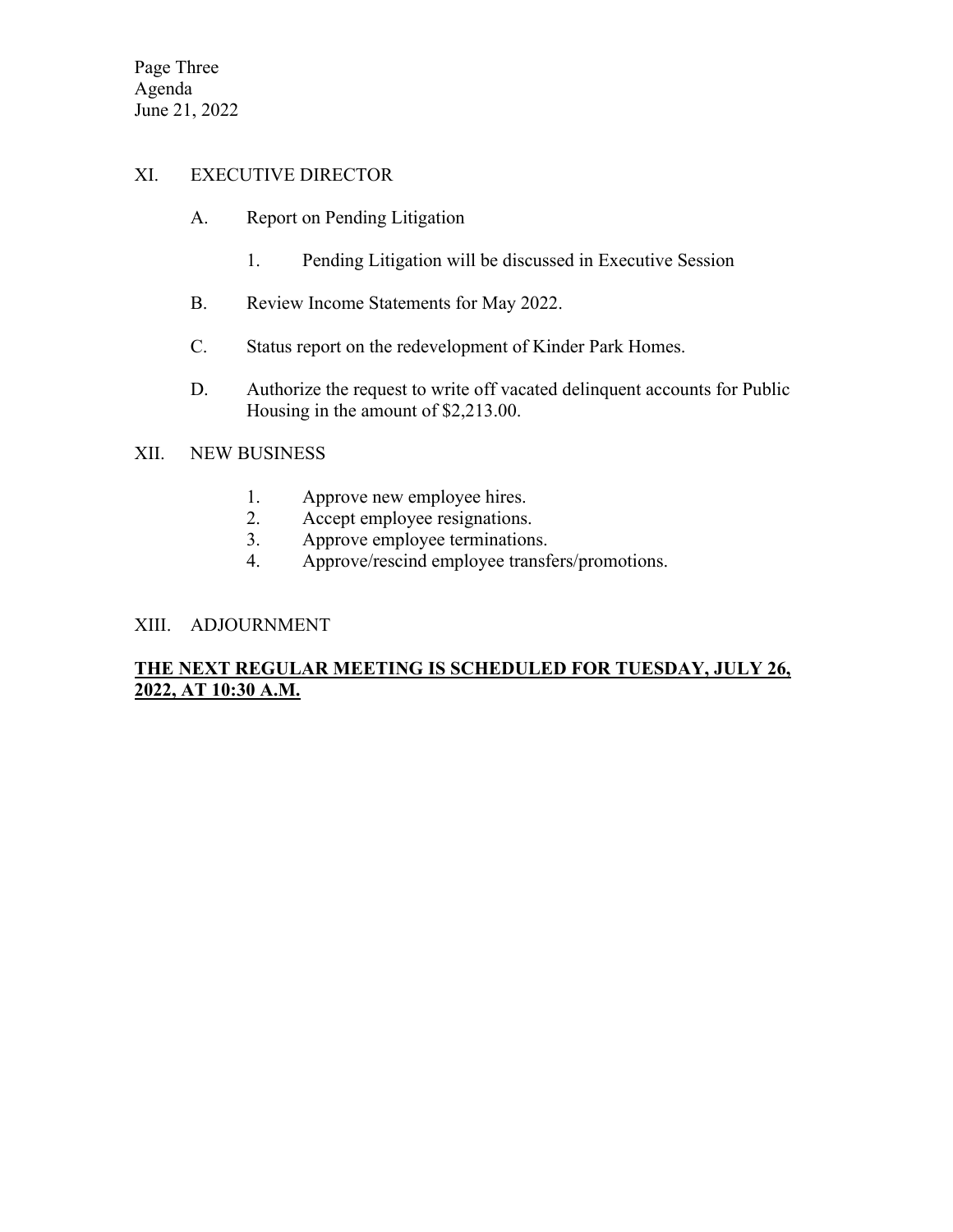## XI. EXECUTIVE DIRECTOR

A. Report on Pending Litigation

   1. Pending Litigation will be discussed in Executive Session

B. Review Income Statements for May 2022.

C. Status report on the redevelopment of Kinder Park Homes.

D. Authorize the request to write off vacated delinquent accounts for Public Housing in the amount of $2,213.00.

## XII. NEW BUSINESS

1. Approve new employee hires.
2. Accept employee resignations.
3. Approve employee terminations.
4. Approve/rescind employee transfers/promotions.

## XIII. ADJOURNMENT

**THE NEXT REGULAR MEETING IS SCHEDULED FOR TUESDAY, JULY 26, 2022, AT 10:30 A.M.**